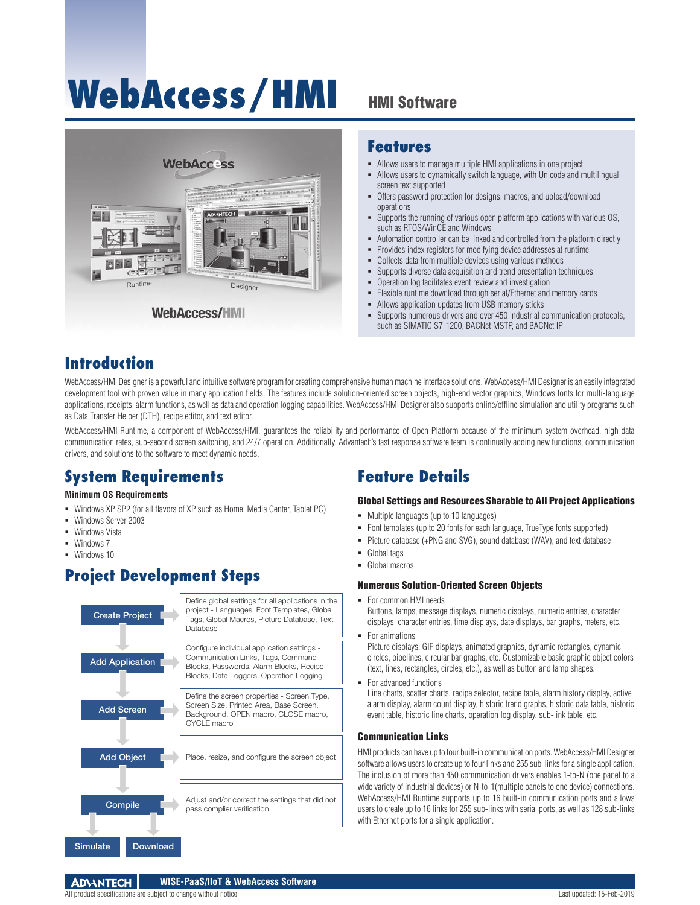# WebAccess/HMI

HMI Software

## Features

- Allows users to manage multiple HMI applications in one project
- Allows users to dynamically switch language, with Unicode and multilingual screen text supported
- Offers password protection for designs, macros, and upload/download operations
- Supports the running of various open platform applications with various OS, such as RTOS/WinCE and Windows
- Automation controller can be linked and controlled from the platform directly
- Provides index registers for modifying device addresses at runtime
- Collects data from multiple devices using various methods
- Supports diverse data acquisition and trend presentation techniques
- Operation log facilitates event review and investigation
- Flexible runtime download through serial/Ethernet and memory cards
- Allows application updates from USB memory sticks
- Supports numerous drivers and over 450 industrial communication protocols, such as SIMATIC S7-1200, BACNet MSTP, and BACNet IP

## Introduction

WebAccess/HMI Designer is a powerful and intuitive software program for creating comprehensive human machine interface solutions. WebAccess/HMI Designer is an easily integrated development tool with proven value in many application fields. The features include solution-oriented screen objects, high-end vector graphics, Windows fonts for multi-language applications, receipts, alarm functions, as well as data and operation logging capabilities. WebAccess/HMI Designer also supports online/offline simulation and utility programs such as Data Transfer Helper (DTH), recipe editor, and text editor.

WebAccess/HMI Runtime, a component of WebAccess/HMI, guarantees the reliability and performance of Open Platform because of the minimum system overhead, high data communication rates, sub-second screen switching, and 24/7 operation. Additionally, Advantech's fast response software team is continually adding new functions, communication drivers, and solutions to the software to meet dynamic needs.

## System Requirements

### Minimum OS Requirements

- Windows XP SP2 (for all flavors of XP such as Home, Media Center, Tablet PC)
- Windows Server 2003
- Windows Vista
- Windows 7
- Windows 10

## Project Development Steps

| Step | Description |
|---|---|
| Create Project | Define global settings for all applications in the project - Languages, Font Templates, Global Tags, Global Macros, Picture Database, Text Database |
| Add Application | Configure individual application settings - Communication Links, Tags, Command Blocks, Passwords, Alarm Blocks, Recipe Blocks, Data Loggers, Operation Logging |
| Add Screen | Define the screen properties - Screen Type, Screen Size, Printed Area, Base Screen, Background, OPEN macro, CLOSE macro, CYCLE macro |
| Add Object | Place, resize, and configure the screen object |
| Compile | Adjust and/or correct the settings that did not pass complier verification |
| Simulate / Download | |

## Feature Details

### Global Settings and Resources Sharable to All Project Applications

- Multiple languages (up to 10 languages)
- Font templates (up to 20 fonts for each language, TrueType fonts supported)
- Picture database (+PNG and SVG), sound database (WAV), and text database
- Global tags
- Global macros

### Numerous Solution-Oriented Screen Objects

- For common HMI needs
  Buttons, lamps, message displays, numeric displays, numeric entries, character displays, character entries, time displays, date displays, bar graphs, meters, etc.
- For animations
  Picture displays, GIF displays, animated graphics, dynamic rectangles, dynamic circles, pipelines, circular bar graphs, etc. Customizable basic graphic object colors (text, lines, rectangles, circles, etc.), as well as button and lamp shapes.
- For advanced functions
  Line charts, scatter charts, recipe selector, recipe table, alarm history display, active alarm display, alarm count display, historic trend graphs, historic data table, historic event table, historic line charts, operation log display, sub-link table, etc.

### Communication Links

HMI products can have up to four built-in communication ports. WebAccess/HMI Designer software allows users to create up to four links and 255 sub-links for a single application. The inclusion of more than 450 communication drivers enables 1-to-N (one panel to a wide variety of industrial devices) or N-to-1(multiple panels to one device) connections. WebAccess/HMI Runtime supports up to 16 built-in communication ports and allows users to create up to 16 links for 255 sub-links with serial ports, as well as 128 sub-links with Ethernet ports for a single application.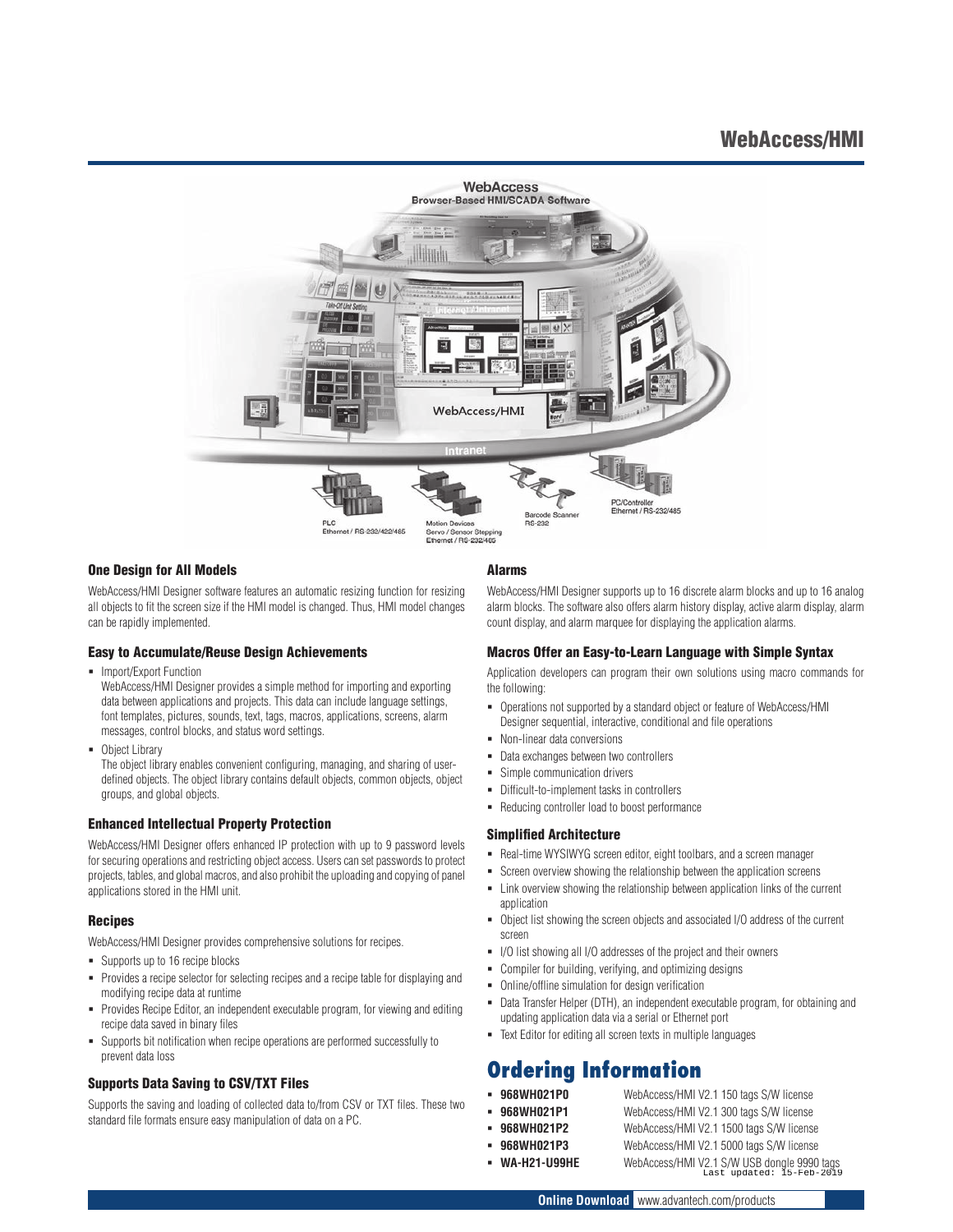# WebAccess/HMI

WebAccess
Browser-Based HMI/SCADA Software

WebAccess/HMI

Intranet

PLC
Ethernet / RS-232/422/485

Motion Devices
Servo / Sensor Stepping
Ethernet / RS-232/485

Barcode Scanner
RS-232

PC/Controller
Ethernet / RS-232/485

### One Design for All Models

WebAccess/HMI Designer software features an automatic resizing function for resizing all objects to fit the screen size if the HMI model is changed. Thus, HMI model changes can be rapidly implemented.

### Easy to Accumulate/Reuse Design Achievements

- Import/Export Function
  WebAccess/HMI Designer provides a simple method for importing and exporting data between applications and projects. This data can include language settings, font templates, pictures, sounds, text, tags, macros, applications, screens, alarm messages, control blocks, and status word settings.
- Object Library
  The object library enables convenient configuring, managing, and sharing of user-defined objects. The object library contains default objects, common objects, object groups, and global objects.

### Enhanced Intellectual Property Protection

WebAccess/HMI Designer offers enhanced IP protection with up to 9 password levels for securing operations and restricting object access. Users can set passwords to protect projects, tables, and global macros, and also prohibit the uploading and copying of panel applications stored in the HMI unit.

### Recipes

WebAccess/HMI Designer provides comprehensive solutions for recipes.

- Supports up to 16 recipe blocks
- Provides a recipe selector for selecting recipes and a recipe table for displaying and modifying recipe data at runtime
- Provides Recipe Editor, an independent executable program, for viewing and editing recipe data saved in binary files
- Supports bit notification when recipe operations are performed successfully to prevent data loss

### Supports Data Saving to CSV/TXT Files

Supports the saving and loading of collected data to/from CSV or TXT files. These two standard file formats ensure easy manipulation of data on a PC.

### Alarms

WebAccess/HMI Designer supports up to 16 discrete alarm blocks and up to 16 analog alarm blocks. The software also offers alarm history display, active alarm display, alarm count display, and alarm marquee for displaying the application alarms.

### Macros Offer an Easy-to-Learn Language with Simple Syntax

Application developers can program their own solutions using macro commands for the following:

- Operations not supported by a standard object or feature of WebAccess/HMI Designer sequential, interactive, conditional and file operations
- Non-linear data conversions
- Data exchanges between two controllers
- Simple communication drivers
- Difficult-to-implement tasks in controllers
- Reducing controller load to boost performance

### Simplified Architecture

- Real-time WYSIWYG screen editor, eight toolbars, and a screen manager
- Screen overview showing the relationship between the application screens
- Link overview showing the relationship between application links of the current application
- Object list showing the screen objects and associated I/O address of the current screen
- I/O list showing all I/O addresses of the project and their owners
- Compiler for building, verifying, and optimizing designs
- Online/offline simulation for design verification
- Data Transfer Helper (DTH), an independent executable program, for obtaining and updating application data via a serial or Ethernet port
- Text Editor for editing all screen texts in multiple languages

## Ordering Information

- **968WH021P0** WebAccess/HMI V2.1 150 tags S/W license
- **968WH021P1** WebAccess/HMI V2.1 300 tags S/W license
- **968WH021P2** WebAccess/HMI V2.1 1500 tags S/W license
- **968WH021P3** WebAccess/HMI V2.1 5000 tags S/W license
- **WA-H21-U99HE** WebAccess/HMI V2.1 S/W USB dongle 9990 tags

Last updated: 15-Feb-2019

**Online Download** www.advantech.com/products